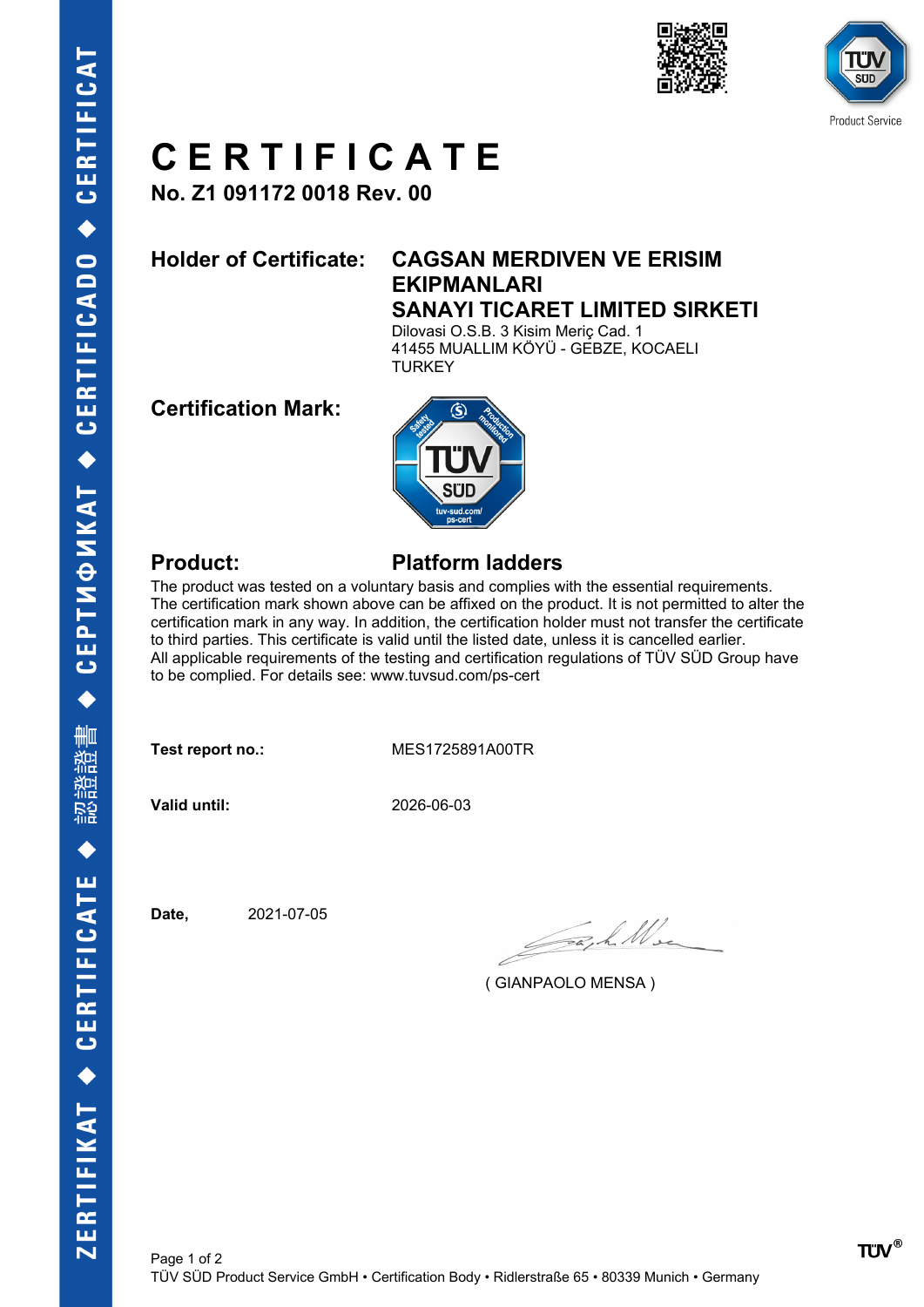# CERTIFICATE

**No. Z1 091172 0018 Rev. 00**

| | |
|---|---|
| **Holder of Certificate:** | **CAGSAN MERDIVEN VE ERISIM EKIPMANLARI SANAYI TICARET LIMITED SIRKETI**<br>Dilovasi O.S.B. 3 Kisim Meriç Cad. 1<br>41455 MUALLIM KÖYÜ - GEBZE, KOCAELI<br>TURKEY |
| **Certification Mark:** | |
| **Product:** | **Platform ladders** |

The product was tested on a voluntary basis and complies with the essential requirements. The certification mark shown above can be affixed on the product. It is not permitted to alter the certification mark in any way. In addition, the certification holder must not transfer the certificate to third parties. This certificate is valid until the listed date, unless it is cancelled earlier.
All applicable requirements of the testing and certification regulations of TÜV SÜD Group have to be complied. For details see: www.tuvsud.com/ps-cert

| | |
|---|---|
| **Test report no.:** | MES1725891A00TR |
| **Valid until:** | 2026-06-03 |

**Date,** 2021-07-05

( GIANPAOLO MENSA )

TÜV SÜD Product Service GmbH • Certification Body • Ridlerstraße 65 • 80339 Munich • Germany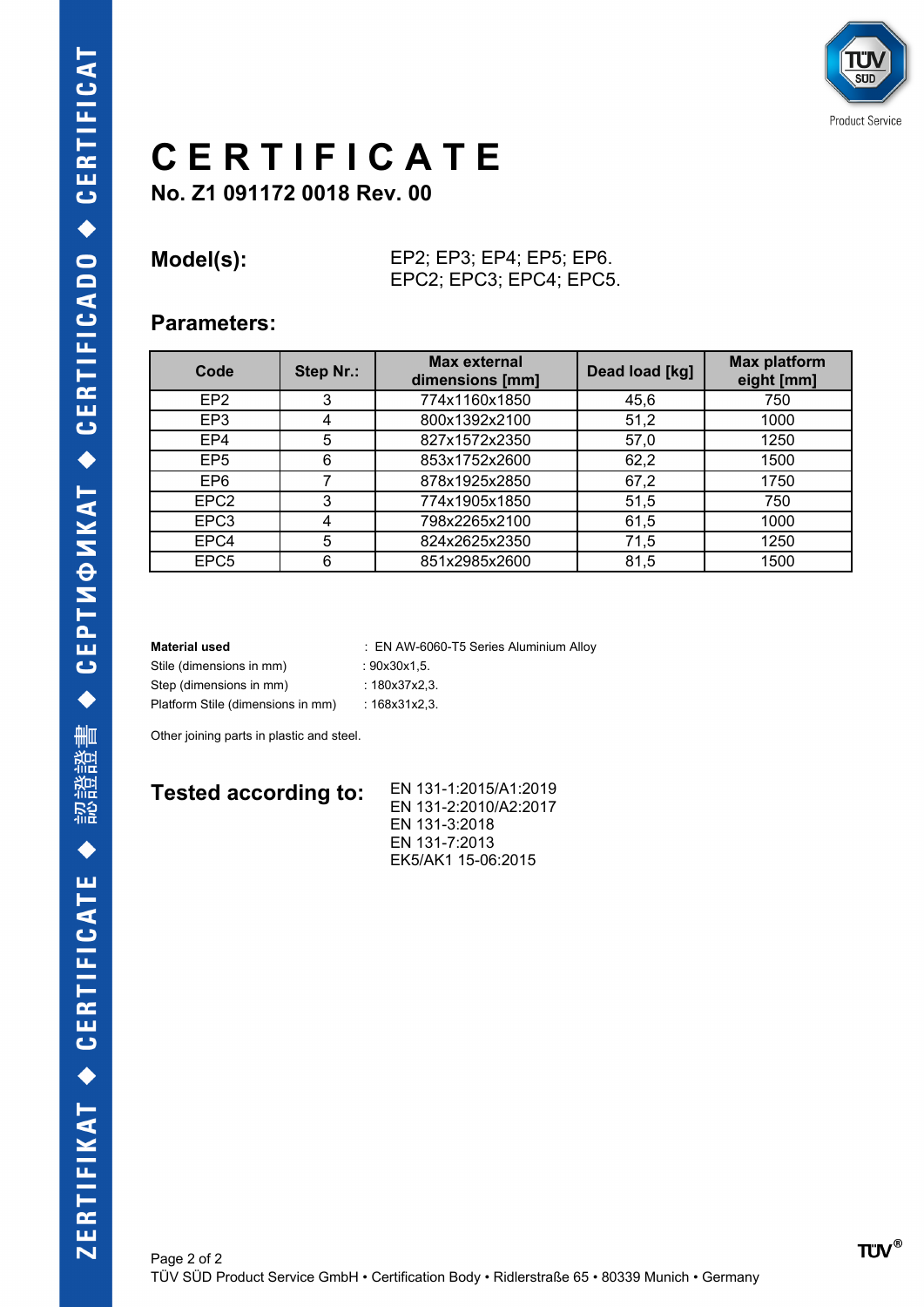# CERTIFICATE

**No. Z1 091172 0018 Rev. 00**

**Model(s):** EP2; EP3; EP4; EP5; EP6.
EPC2; EPC3; EPC4; EPC5.

## Parameters:

| Code | Step Nr.: | Max external dimensions [mm] | Dead load [kg] | Max platform eight [mm] |
|---|---|---|---|---|
| EP2 | 3 | 774x1160x1850 | 45,6 | 750 |
| EP3 | 4 | 800x1392x2100 | 51,2 | 1000 |
| EP4 | 5 | 827x1572x2350 | 57,0 | 1250 |
| EP5 | 6 | 853x1752x2600 | 62,2 | 1500 |
| EP6 | 7 | 878x1925x2850 | 67,2 | 1750 |
| EPC2 | 3 | 774x1905x1850 | 51,5 | 750 |
| EPC3 | 4 | 798x2265x2100 | 61,5 | 1000 |
| EPC4 | 5 | 824x2625x2350 | 71,5 | 1250 |
| EPC5 | 6 | 851x2985x2600 | 81,5 | 1500 |

**Material used** : EN AW-6060-T5 Series Aluminium Alloy
Stile (dimensions in mm) : 90x30x1,5.
Step (dimensions in mm) : 180x37x2,3.
Platform Stile (dimensions in mm) : 168x31x2,3.

Other joining parts in plastic and steel.

**Tested according to:**
EN 131-1:2015/A1:2019
EN 131-2:2010/A2:2017
EN 131-3:2018
EN 131-7:2013
EK5/AK1 15-06:2015

TÜV SÜD Product Service GmbH • Certification Body • Ridlerstraße 65 • 80339 Munich • Germany